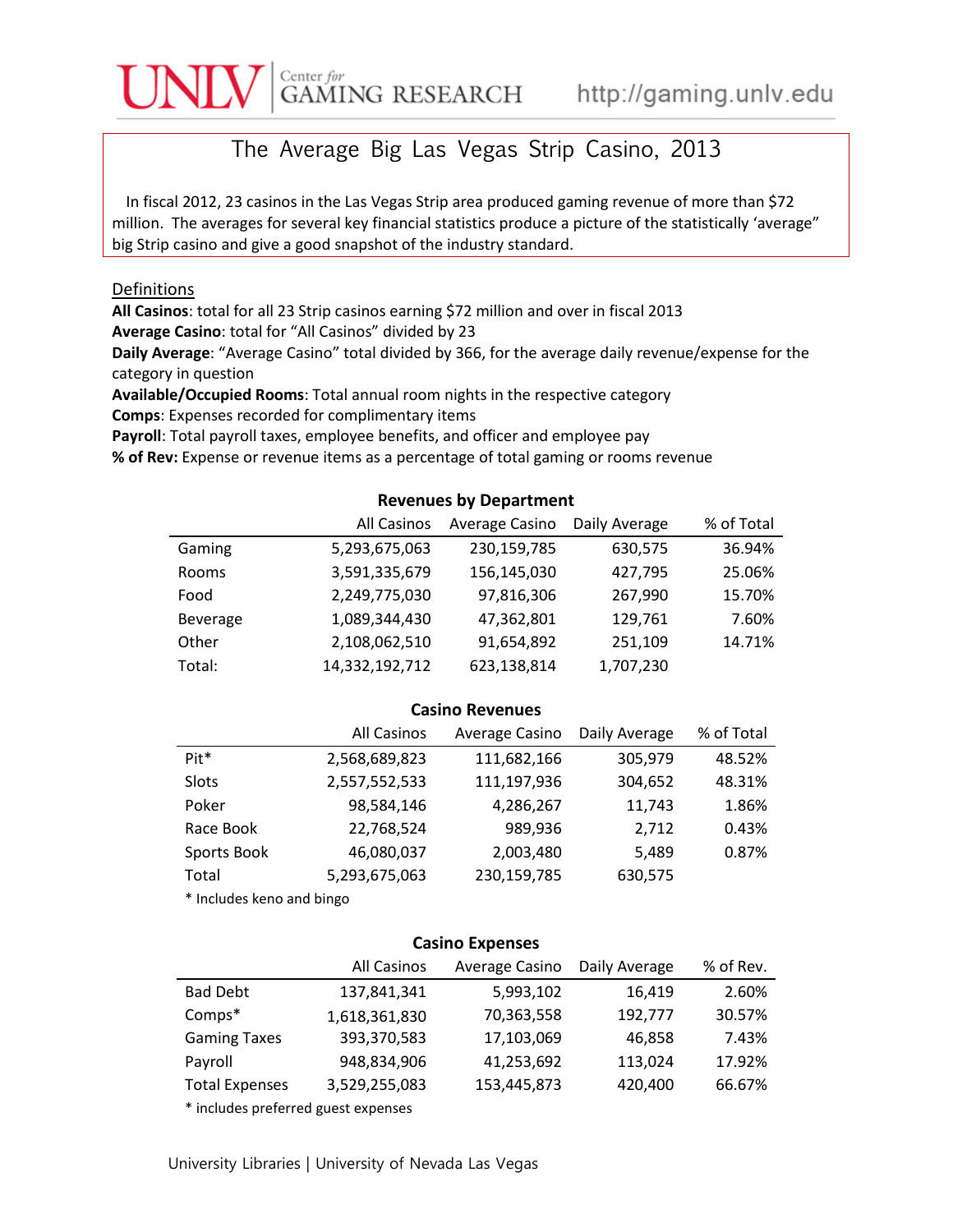# The Average Big Las Vegas Strip Casino, 2013

In fiscal 2012, 23 casinos in the Las Vegas Strip area produced gaming revenue of more than $72 million. The averages for several key financial statistics produce a picture of the statistically 'average" big Strip casino and give a good snapshot of the industry standard.

## Definitions

**All Casinos**: total for all 23 Strip casinos earning $72 million and over in fiscal 2013
**Average Casino**: total for "All Casinos" divided by 23
**Daily Average**: "Average Casino" total divided by 366, for the average daily revenue/expense for the category in question
**Available/Occupied Rooms**: Total annual room nights in the respective category
**Comps**: Expenses recorded for complimentary items
**Payroll**: Total payroll taxes, employee benefits, and officer and employee pay
**% of Rev:** Expense or revenue items as a percentage of total gaming or rooms revenue

### Revenues by Department

| | All Casinos | Average Casino | Daily Average | % of Total |
|---|---|---|---|---|
| Gaming | 5,293,675,063 | 230,159,785 | 630,575 | 36.94% |
| Rooms | 3,591,335,679 | 156,145,030 | 427,795 | 25.06% |
| Food | 2,249,775,030 | 97,816,306 | 267,990 | 15.70% |
| Beverage | 1,089,344,430 | 47,362,801 | 129,761 | 7.60% |
| Other | 2,108,062,510 | 91,654,892 | 251,109 | 14.71% |
| Total: | 14,332,192,712 | 623,138,814 | 1,707,230 | |

### Casino Revenues

| | All Casinos | Average Casino | Daily Average | % of Total |
|---|---|---|---|---|
| Pit* | 2,568,689,823 | 111,682,166 | 305,979 | 48.52% |
| Slots | 2,557,552,533 | 111,197,936 | 304,652 | 48.31% |
| Poker | 98,584,146 | 4,286,267 | 11,743 | 1.86% |
| Race Book | 22,768,524 | 989,936 | 2,712 | 0.43% |
| Sports Book | 46,080,037 | 2,003,480 | 5,489 | 0.87% |
| Total | 5,293,675,063 | 230,159,785 | 630,575 | |

\* Includes keno and bingo

### Casino Expenses

| | All Casinos | Average Casino | Daily Average | % of Rev. |
|---|---|---|---|---|
| Bad Debt | 137,841,341 | 5,993,102 | 16,419 | 2.60% |
| Comps* | 1,618,361,830 | 70,363,558 | 192,777 | 30.57% |
| Gaming Taxes | 393,370,583 | 17,103,069 | 46,858 | 7.43% |
| Payroll | 948,834,906 | 41,253,692 | 113,024 | 17.92% |
| Total Expenses | 3,529,255,083 | 153,445,873 | 420,400 | 66.67% |

\* includes preferred guest expenses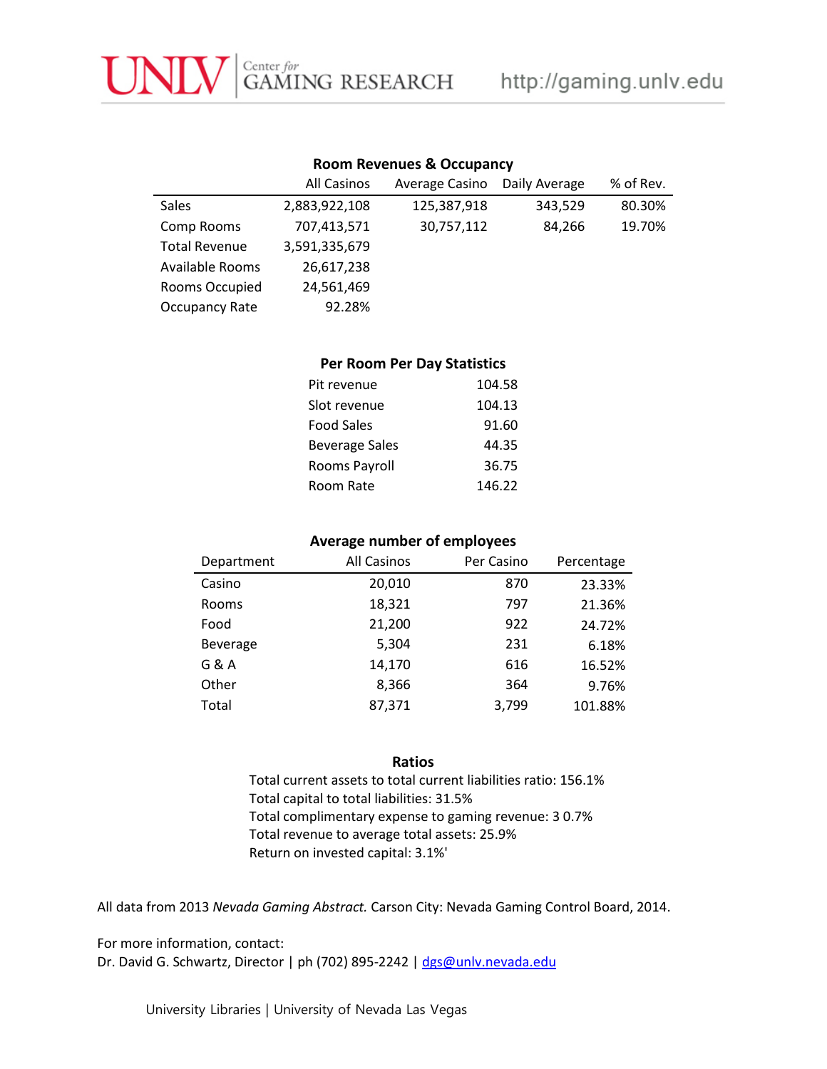### Room Revenues & Occupancy

| | All Casinos | Average Casino | Daily Average | % of Rev. |
|---|---|---|---|---|
| Sales | 2,883,922,108 | 125,387,918 | 343,529 | 80.30% |
| Comp Rooms | 707,413,571 | 30,757,112 | 84,266 | 19.70% |
| Total Revenue | 3,591,335,679 | | | |
| Available Rooms | 26,617,238 | | | |
| Rooms Occupied | 24,561,469 | | | |
| Occupancy Rate | 92.28% | | | |

### Per Room Per Day Statistics

| | |
|---|---|
| Pit revenue | 104.58 |
| Slot revenue | 104.13 |
| Food Sales | 91.60 |
| Beverage Sales | 44.35 |
| Rooms Payroll | 36.75 |
| Room Rate | 146.22 |

### Average number of employees

| Department | All Casinos | Per Casino | Percentage |
|---|---|---|---|
| Casino | 20,010 | 870 | 23.33% |
| Rooms | 18,321 | 797 | 21.36% |
| Food | 21,200 | 922 | 24.72% |
| Beverage | 5,304 | 231 | 6.18% |
| G & A | 14,170 | 616 | 16.52% |
| Other | 8,366 | 364 | 9.76% |
| Total | 87,371 | 3,799 | 101.88% |

### Ratios

Total current assets to total current liabilities ratio: 156.1%
Total capital to total liabilities: 31.5%
Total complimentary expense to gaming revenue: 3 0.7%
Total revenue to average total assets: 25.9%
Return on invested capital: 3.1%'

All data from 2013 *Nevada Gaming Abstract.* Carson City: Nevada Gaming Control Board, 2014.

For more information, contact:
Dr. David G. Schwartz, Director | ph (702) 895-2242 | dgs@unlv.nevada.edu

University Libraries | University of Nevada Las Vegas